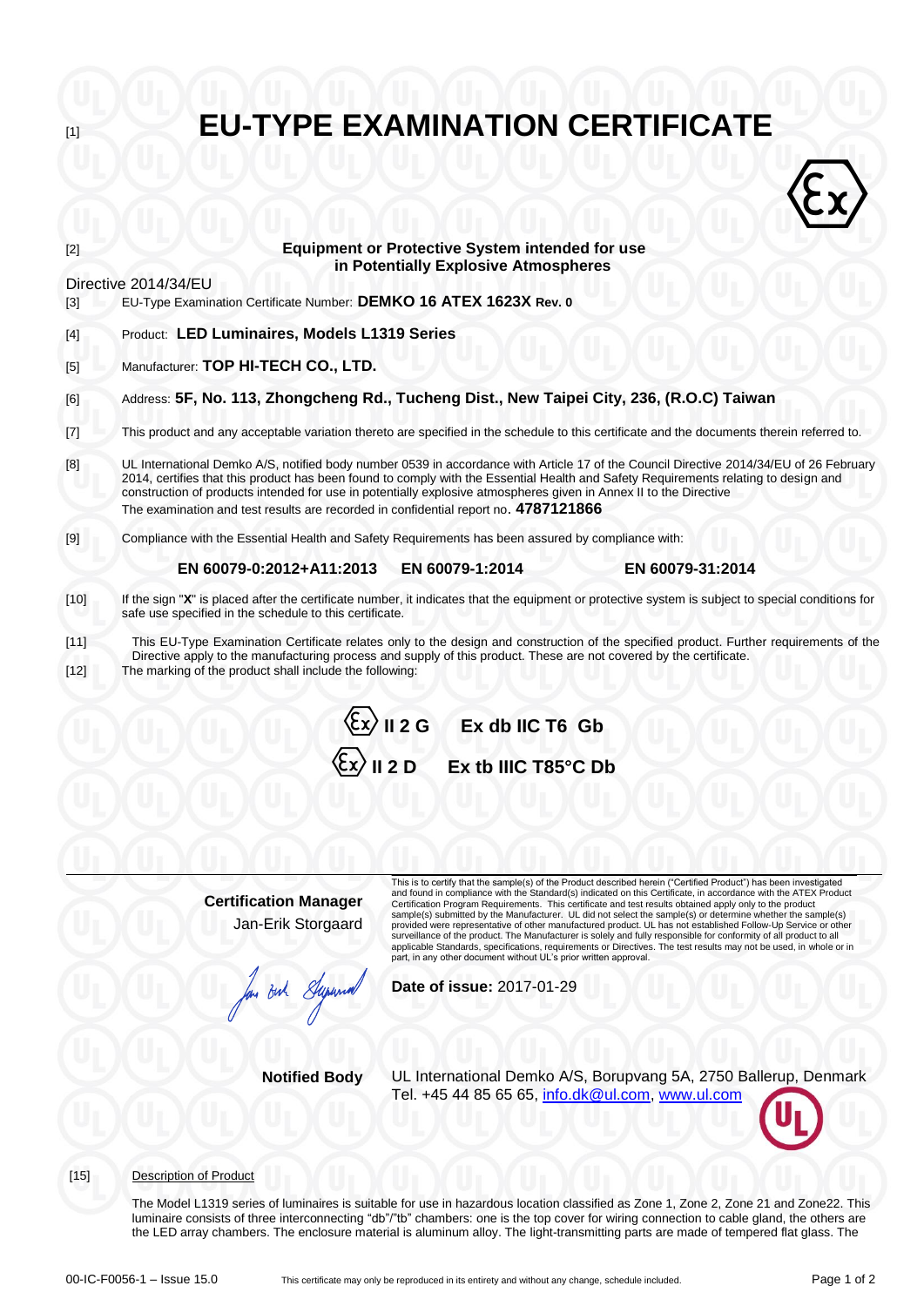[1]

# EU-TYPE EXAMINATION CERTIFICATE

[2] **Equipment or Protective System intended for use in Potentially Explosive Atmospheres**

Directive 2014/34/EU

[3] EU-Type Examination Certificate Number: **DEMKO 16 ATEX 1623X Rev. 0**

[4] Product: **LED Luminaires, Models L1319 Series**

[5] Manufacturer: **TOP HI-TECH CO., LTD.**

[6] Address: **5F, No. 113, Zhongcheng Rd., Tucheng Dist., New Taipei City, 236, (R.O.C) Taiwan**

[7] This product and any acceptable variation thereto are specified in the schedule to this certificate and the documents therein referred to.

[8] UL International Demko A/S, notified body number 0539 in accordance with Article 17 of the Council Directive 2014/34/EU of 26 February 2014, certifies that this product has been found to comply with the Essential Health and Safety Requirements relating to design and construction of products intended for use in potentially explosive atmospheres given in Annex II to the Directive
The examination and test results are recorded in confidential report no. **4787121866**

[9] Compliance with the Essential Health and Safety Requirements has been assured by compliance with:

**EN 60079-0:2012+A11:2013** **EN 60079-1:2014** **EN 60079-31:2014**

[10] If the sign "**X**" is placed after the certificate number, it indicates that the equipment or protective system is subject to special conditions for safe use specified in the schedule to this certificate.

[11] This EU-Type Examination Certificate relates only to the design and construction of the specified product. Further requirements of the Directive apply to the manufacturing process and supply of this product. These are not covered by the certificate.

[12] The marking of the product shall include the following:

**Ex II 2 G Ex db IIC T6 Gb**

**Ex II 2 D Ex tb IIIC T85°C Db**

**Certification Manager**
Jan-Erik Storgaard

This is to certify that the sample(s) of the Product described herein ("Certified Product") has been investigated and found in compliance with the Standard(s) indicated on this Certificate, in accordance with the ATEX Product Certification Program Requirements. This certificate and test results obtained apply only to the product sample(s) submitted by the Manufacturer. UL did not select the sample(s) or determine whether the sample(s) provided were representative of other manufactured product. UL has not established Follow-Up Service or other surveillance of the product. The Manufacturer is solely and fully responsible for conformity of all product to all applicable Standards, specifications, requirements or Directives. The test results may not be used, in whole or in part, in any other document without UL's prior written approval.

**Date of issue:** 2017-01-29

**Notified Body** UL International Demko A/S, Borupvang 5A, 2750 Ballerup, Denmark
Tel. +45 44 85 65 65, info.dk@ul.com, www.ul.com

[15] Description of Product

The Model L1319 series of luminaires is suitable for use in hazardous location classified as Zone 1, Zone 2, Zone 21 and Zone22. This luminaire consists of three interconnecting "db"/"tb" chambers: one is the top cover for wiring connection to cable gland, the others are the LED array chambers. The enclosure material is aluminum alloy. The light-transmitting parts are made of tempered flat glass. The

00-IC-F0056-1 – Issue 15.0 This certificate may only be reproduced in its entirety and without any change, schedule included.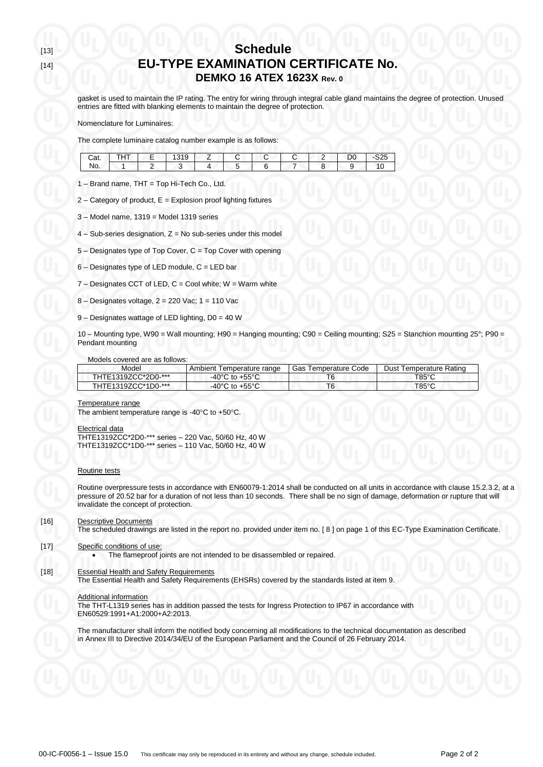[13] 
# Schedule

[14] 
# EU-TYPE EXAMINATION CERTIFICATE No.

## DEMKO 16 ATEX 1623X Rev. 0

gasket is used to maintain the IP rating. The entry for wiring through integral cable gland maintains the degree of protection. Unused entries are fitted with blanking elements to maintain the degree of protection.

Nomenclature for Luminaires:

The complete luminaire catalog number example is as follows:

| Cat. | THT | E | 1319 | Z | C | C | C | 2 | D0 | -S25 |
|---|---|---|---|---|---|---|---|---|---|---|
| No. | 1 | 2 | 3 | 4 | 5 | 6 | 7 | 8 | 9 | 10 |

1 – Brand name, THT = Top Hi-Tech Co., Ltd.

2 – Category of product, E = Explosion proof lighting fixtures

3 – Model name, 1319 = Model 1319 series

4 – Sub-series designation, Z = No sub-series under this model

5 – Designates type of Top Cover, C = Top Cover with opening

6 – Designates type of LED module, C = LED bar

7 – Designates CCT of LED, C = Cool white; W = Warm white

8 – Designates voltage, 2 = 220 Vac; 1 = 110 Vac

9 – Designates wattage of LED lighting, D0 = 40 W

10 – Mounting type, W90 = Wall mounting; H90 = Hanging mounting; C90 = Ceiling mounting; S25 = Stanchion mounting 25°; P90 = Pendant mounting

Models covered are as follows:

| Model | Ambient Temperature range | Gas Temperature Code | Dust Temperature Rating |
|---|---|---|---|
| THTE1319ZCC*2D0-*** | -40°C to +55°C | T6 | T85°C |
| THTE1319ZCC*1D0-*** | -40°C to +55°C | T6 | T85°C |

Temperature range
The ambient temperature range is -40°C to +50°C.

Electrical data
THTE1319ZCC*2D0-*** series – 220 Vac, 50/60 Hz, 40 W
THTE1319ZCC*1D0-*** series – 110 Vac, 50/60 Hz, 40 W

Routine tests

Routine overpressure tests in accordance with EN60079-1:2014 shall be conducted on all units in accordance with clause 15.2.3.2, at a pressure of 20.52 bar for a duration of not less than 10 seconds. There shall be no sign of damage, deformation or rupture that will invalidate the concept of protection.

[16] Descriptive Documents
The scheduled drawings are listed in the report no. provided under item no. [ 8 ] on page 1 of this EC-Type Examination Certificate.

[17] Specific conditions of use:

- The flameproof joints are not intended to be disassembled or repaired.

[18] Essential Health and Safety Requirements
The Essential Health and Safety Requirements (EHSRs) covered by the standards listed at item 9.

Additional information
The THT-L1319 series has in addition passed the tests for Ingress Protection to IP67 in accordance with EN60529:1991+A1:2000+A2:2013.

The manufacturer shall inform the notified body concerning all modifications to the technical documentation as described in Annex III to Directive 2014/34/EU of the European Parliament and the Council of 26 February 2014.

00-IC-F0056-1 – Issue 15.0 This certificate may only be reproduced in its entirety and without any change, schedule included.